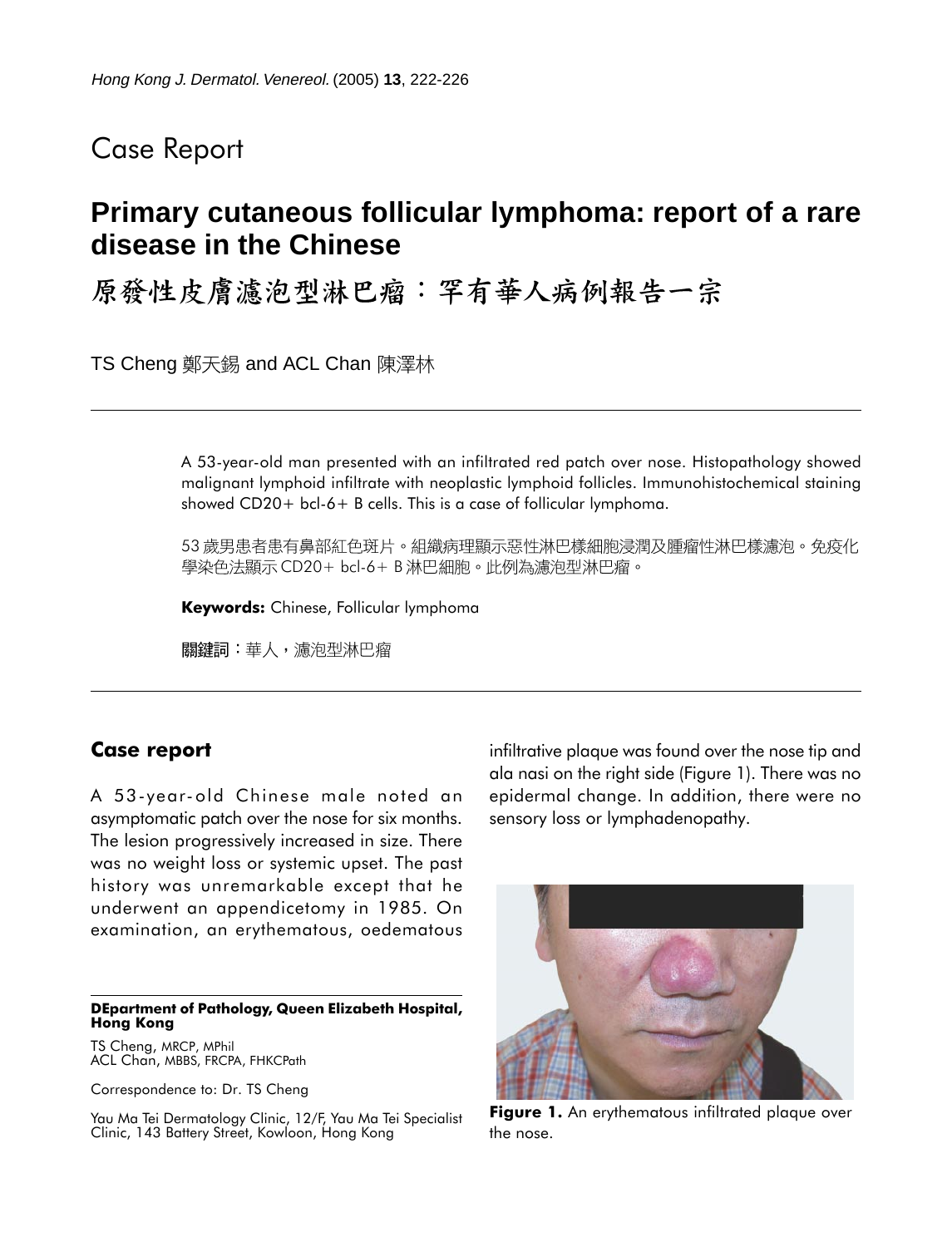Case Report

# Primary cutaneous follicular lymphoma: report of a rare disease in the Chinese

# 原發性皮膚濾泡型淋巴瘤：罕有華人病例報告一宗

TS Cheng 鄭天錫 and ACL Chan 陳澤林

A 53-year-old man presented with an infiltrated red patch over nose. Histopathology showed malignant lymphoid infiltrate with neoplastic lymphoid follicles. Immunohistochemical staining showed CD20+ bcl-6+ B cells. This is a case of follicular lymphoma.

53 歲男患者患有鼻部紅色斑片。組織病理顯示惡性淋巴樣細胞浸潤及腫瘤性淋巴樣濾泡。免疫化學染色法顯示 CD20+ bcl-6+ B 淋巴細胞。此例為濾泡型淋巴瘤。

**Keywords:** Chinese, Follicular lymphoma

**關鍵詞**：華人，濾泡型淋巴瘤

## Case report

A 53-year-old Chinese male noted an asymptomatic patch over the nose for six months. The lesion progressively increased in size. There was no weight loss or systemic upset. The past history was unremarkable except that he underwent an appendicetomy in 1985. On examination, an erythematous, oedematous infiltrative plaque was found over the nose tip and ala nasi on the right side (Figure 1). There was no epidermal change. In addition, there were no sensory loss or lymphadenopathy.

**Figure 1.** An erythematous infiltrated plaque over the nose.

**DEpartment of Pathology, Queen Elizabeth Hospital, Hong Kong**

TS Cheng, MRCP, MPhil
ACL Chan, MBBS, FRCPA, FHKCPath

Correspondence to: Dr. TS Cheng

Yau Ma Tei Dermatology Clinic, 12/F, Yau Ma Tei Specialist Clinic, 143 Battery Street, Kowloon, Hong Kong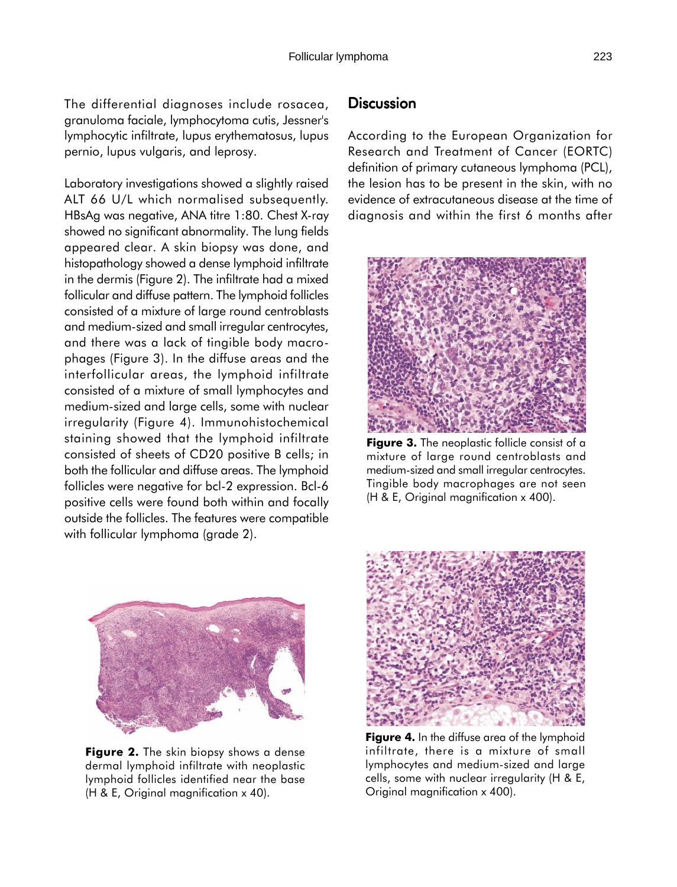The differential diagnoses include rosacea, granuloma faciale, lymphocytoma cutis, Jessner's lymphocytic infiltrate, lupus erythematosus, lupus pernio, lupus vulgaris, and leprosy.

Laboratory investigations showed a slightly raised ALT 66 U/L which normalised subsequently. HBsAg was negative, ANA titre 1:80. Chest X-ray showed no significant abnormality. The lung fields appeared clear. A skin biopsy was done, and histopathology showed a dense lymphoid infiltrate in the dermis (Figure 2). The infiltrate had a mixed follicular and diffuse pattern. The lymphoid follicles consisted of a mixture of large round centroblasts and medium-sized and small irregular centrocytes, and there was a lack of tingible body macrophages (Figure 3). In the diffuse areas and the interfollicular areas, the lymphoid infiltrate consisted of a mixture of small lymphocytes and medium-sized and large cells, some with nuclear irregularity (Figure 4). Immunohistochemical staining showed that the lymphoid infiltrate consisted of sheets of CD20 positive B cells; in both the follicular and diffuse areas. The lymphoid follicles were negative for bcl-2 expression. Bcl-6 positive cells were found both within and focally outside the follicles. The features were compatible with follicular lymphoma (grade 2).

**Figure 2.** The skin biopsy shows a dense dermal lymphoid infiltrate with neoplastic lymphoid follicles identified near the base (H & E, Original magnification x 40).

## Discussion

According to the European Organization for Research and Treatment of Cancer (EORTC) definition of primary cutaneous lymphoma (PCL), the lesion has to be present in the skin, with no evidence of extracutaneous disease at the time of diagnosis and within the first 6 months after

**Figure 3.** The neoplastic follicle consist of a mixture of large round centroblasts and medium-sized and small irregular centrocytes. Tingible body macrophages are not seen (H & E, Original magnification x 400).

**Figure 4.** In the diffuse area of the lymphoid infiltrate, there is a mixture of small lymphocytes and medium-sized and large cells, some with nuclear irregularity (H & E, Original magnification x 400).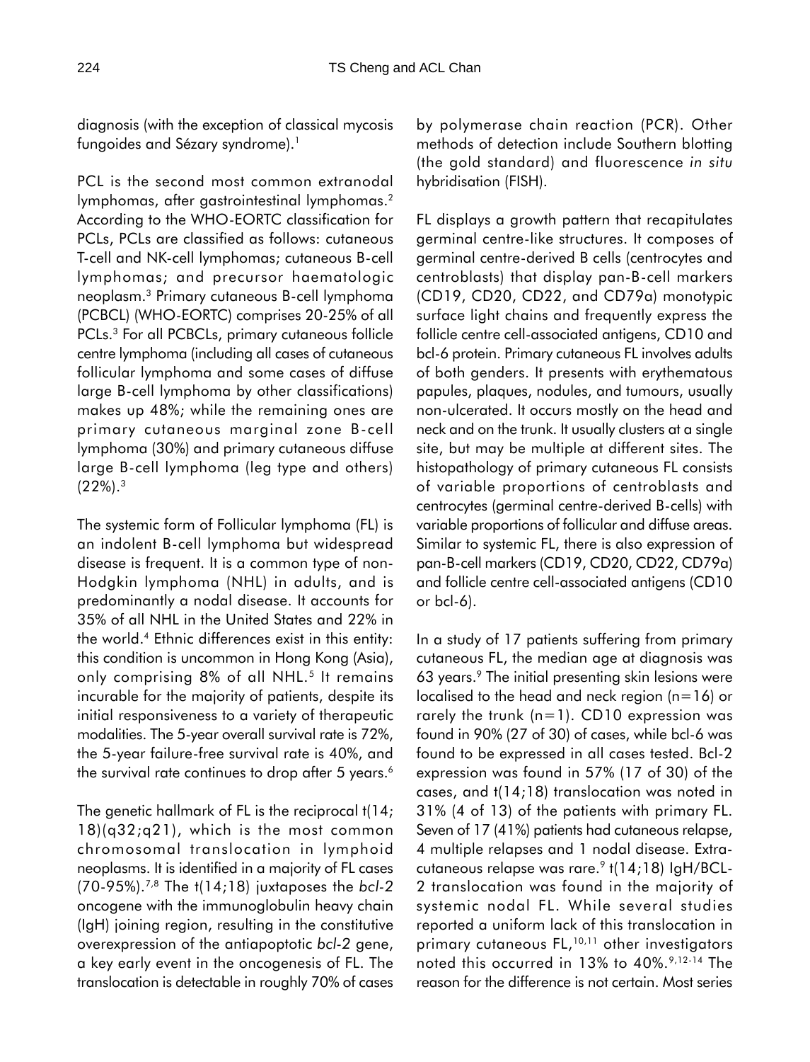diagnosis (with the exception of classical mycosis fungoides and Sézary syndrome).[1]

PCL is the second most common extranodal lymphomas, after gastrointestinal lymphomas.[2] According to the WHO-EORTC classification for PCLs, PCLs are classified as follows: cutaneous T-cell and NK-cell lymphomas; cutaneous B-cell lymphomas; and precursor haematologic neoplasm.[3] Primary cutaneous B-cell lymphoma (PCBCL) (WHO-EORTC) comprises 20-25% of all PCLs.[3] For all PCBCLs, primary cutaneous follicle centre lymphoma (including all cases of cutaneous follicular lymphoma and some cases of diffuse large B-cell lymphoma by other classifications) makes up 48%; while the remaining ones are primary cutaneous marginal zone B-cell lymphoma (30%) and primary cutaneous diffuse large B-cell lymphoma (leg type and others) (22%).[3]

The systemic form of Follicular lymphoma (FL) is an indolent B-cell lymphoma but widespread disease is frequent. It is a common type of non-Hodgkin lymphoma (NHL) in adults, and is predominantly a nodal disease. It accounts for 35% of all NHL in the United States and 22% in the world.[4] Ethnic differences exist in this entity: this condition is uncommon in Hong Kong (Asia), only comprising 8% of all NHL.[5] It remains incurable for the majority of patients, despite its initial responsiveness to a variety of therapeutic modalities. The 5-year overall survival rate is 72%, the 5-year failure-free survival rate is 40%, and the survival rate continues to drop after 5 years.[6]

The genetic hallmark of FL is the reciprocal t(14;18)(q32;q21), which is the most common chromosomal translocation in lymphoid neoplasms. It is identified in a majority of FL cases (70-95%).[7,8] The t(14;18) juxtaposes the *bcl-2* oncogene with the immunoglobulin heavy chain (IgH) joining region, resulting in the constitutive overexpression of the antiapoptotic *bcl-2* gene, a key early event in the oncogenesis of FL. The translocation is detectable in roughly 70% of cases by polymerase chain reaction (PCR). Other methods of detection include Southern blotting (the gold standard) and fluorescence *in situ* hybridisation (FISH).

FL displays a growth pattern that recapitulates germinal centre-like structures. It composes of germinal centre-derived B cells (centrocytes and centroblasts) that display pan-B-cell markers (CD19, CD20, CD22, and CD79a) monotypic surface light chains and frequently express the follicle centre cell-associated antigens, CD10 and bcl-6 protein. Primary cutaneous FL involves adults of both genders. It presents with erythematous papules, plaques, nodules, and tumours, usually non-ulcerated. It occurs mostly on the head and neck and on the trunk. It usually clusters at a single site, but may be multiple at different sites. The histopathology of primary cutaneous FL consists of variable proportions of centroblasts and centrocytes (germinal centre-derived B-cells) with variable proportions of follicular and diffuse areas. Similar to systemic FL, there is also expression of pan-B-cell markers (CD19, CD20, CD22, CD79a) and follicle centre cell-associated antigens (CD10 or bcl-6).

In a study of 17 patients suffering from primary cutaneous FL, the median age at diagnosis was 63 years.[9] The initial presenting skin lesions were localised to the head and neck region (n=16) or rarely the trunk (n=1). CD10 expression was found in 90% (27 of 30) of cases, while bcl-6 was found to be expressed in all cases tested. Bcl-2 expression was found in 57% (17 of 30) of the cases, and t(14;18) translocation was noted in 31% (4 of 13) of the patients with primary FL. Seven of 17 (41%) patients had cutaneous relapse, 4 multiple relapses and 1 nodal disease. Extra-cutaneous relapse was rare.[9] t(14;18) IgH/BCL-2 translocation was found in the majority of systemic nodal FL. While several studies reported a uniform lack of this translocation in primary cutaneous FL,[10,11] other investigators noted this occurred in 13% to 40%.[9,12-14] The reason for the difference is not certain. Most series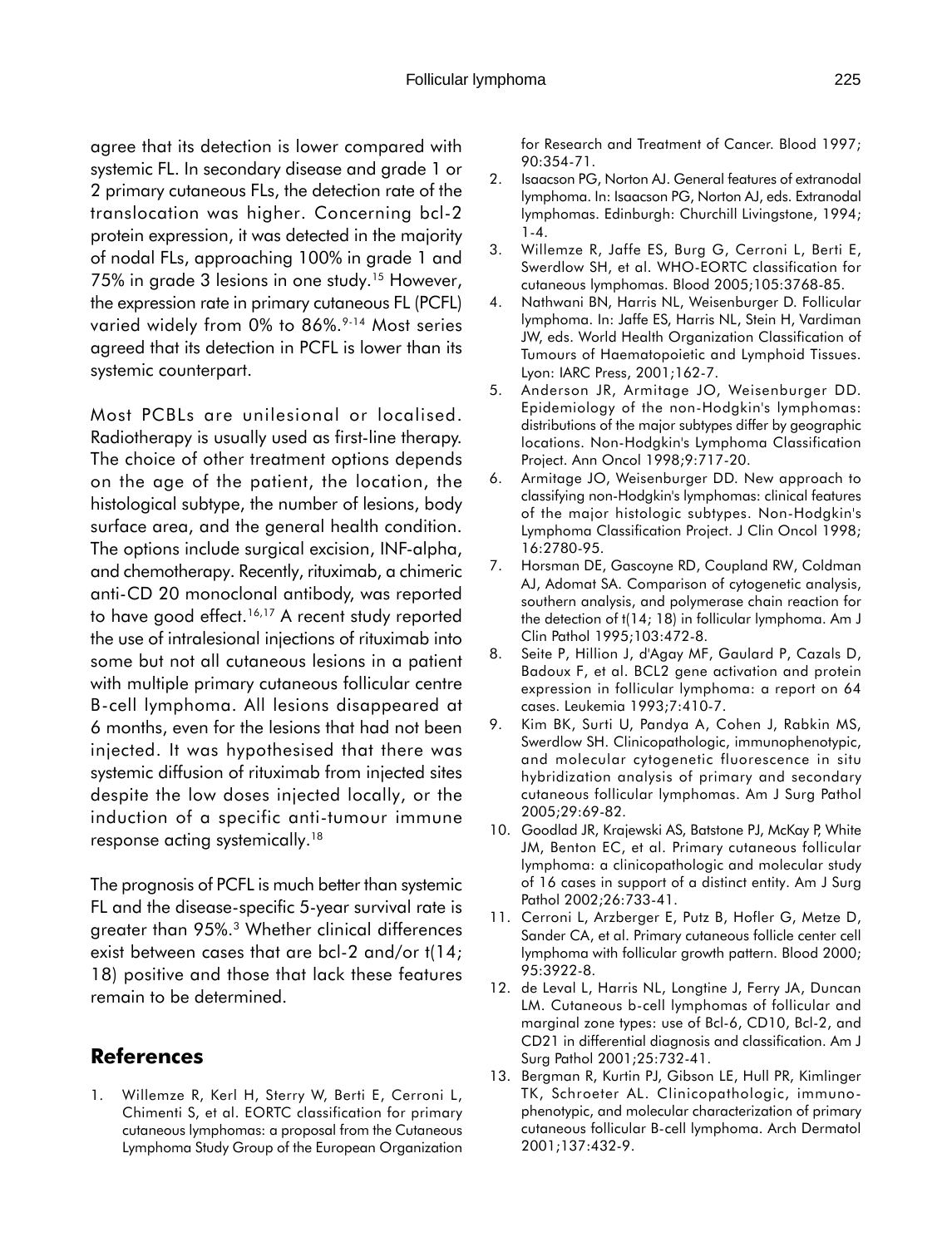agree that its detection is lower compared with systemic FL. In secondary disease and grade 1 or 2 primary cutaneous FLs, the detection rate of the translocation was higher. Concerning bcl-2 protein expression, it was detected in the majority of nodal FLs, approaching 100% in grade 1 and 75% in grade 3 lesions in one study.[15] However, the expression rate in primary cutaneous FL (PCFL) varied widely from 0% to 86%.[9-14] Most series agreed that its detection in PCFL is lower than its systemic counterpart.

Most PCBLs are unilesional or localised. Radiotherapy is usually used as first-line therapy. The choice of other treatment options depends on the age of the patient, the location, the histological subtype, the number of lesions, body surface area, and the general health condition. The options include surgical excision, INF-alpha, and chemotherapy. Recently, rituximab, a chimeric anti-CD 20 monoclonal antibody, was reported to have good effect.[16,17] A recent study reported the use of intralesional injections of rituximab into some but not all cutaneous lesions in a patient with multiple primary cutaneous follicular centre B-cell lymphoma. All lesions disappeared at 6 months, even for the lesions that had not been injected. It was hypothesised that there was systemic diffusion of rituximab from injected sites despite the low doses injected locally, or the induction of a specific anti-tumour immune response acting systemically.[18]

The prognosis of PCFL is much better than systemic FL and the disease-specific 5-year survival rate is greater than 95%.[3] Whether clinical differences exist between cases that are bcl-2 and/or t(14; 18) positive and those that lack these features remain to be determined.

## References

1. Willemze R, Kerl H, Sterry W, Berti E, Cerroni L, Chimenti S, et al. EORTC classification for primary cutaneous lymphomas: a proposal from the Cutaneous Lymphoma Study Group of the European Organization for Research and Treatment of Cancer. Blood 1997; 90:354-71.
2. Isaacson PG, Norton AJ. General features of extranodal lymphoma. In: Isaacson PG, Norton AJ, eds. Extranodal lymphomas. Edinburgh: Churchill Livingstone, 1994; 1-4.
3. Willemze R, Jaffe ES, Burg G, Cerroni L, Berti E, Swerdlow SH, et al. WHO-EORTC classification for cutaneous lymphomas. Blood 2005;105:3768-85.
4. Nathwani BN, Harris NL, Weisenburger D. Follicular lymphoma. In: Jaffe ES, Harris NL, Stein H, Vardiman JW, eds. World Health Organization Classification of Tumours of Haematopoietic and Lymphoid Tissues. Lyon: IARC Press, 2001;162-7.
5. Anderson JR, Armitage JO, Weisenburger DD. Epidemiology of the non-Hodgkin's lymphomas: distributions of the major subtypes differ by geographic locations. Non-Hodgkin's Lymphoma Classification Project. Ann Oncol 1998;9:717-20.
6. Armitage JO, Weisenburger DD. New approach to classifying non-Hodgkin's lymphomas: clinical features of the major histologic subtypes. Non-Hodgkin's Lymphoma Classification Project. J Clin Oncol 1998; 16:2780-95.
7. Horsman DE, Gascoyne RD, Coupland RW, Coldman AJ, Adomat SA. Comparison of cytogenetic analysis, southern analysis, and polymerase chain reaction for the detection of t(14; 18) in follicular lymphoma. Am J Clin Pathol 1995;103:472-8.
8. Seite P, Hillion J, d'Agay MF, Gaulard P, Cazals D, Badoux F, et al. BCL2 gene activation and protein expression in follicular lymphoma: a report on 64 cases. Leukemia 1993;7:410-7.
9. Kim BK, Surti U, Pandya A, Cohen J, Rabkin MS, Swerdlow SH. Clinicopathologic, immunophenotypic, and molecular cytogenetic fluorescence in situ hybridization analysis of primary and secondary cutaneous follicular lymphomas. Am J Surg Pathol 2005;29:69-82.
10. Goodlad JR, Krajewski AS, Batstone PJ, McKay P, White JM, Benton EC, et al. Primary cutaneous follicular lymphoma: a clinicopathologic and molecular study of 16 cases in support of a distinct entity. Am J Surg Pathol 2002;26:733-41.
11. Cerroni L, Arzberger E, Putz B, Hofler G, Metze D, Sander CA, et al. Primary cutaneous follicle center cell lymphoma with follicular growth pattern. Blood 2000; 95:3922-8.
12. de Leval L, Harris NL, Longtine J, Ferry JA, Duncan LM. Cutaneous b-cell lymphomas of follicular and marginal zone types: use of Bcl-6, CD10, Bcl-2, and CD21 in differential diagnosis and classification. Am J Surg Pathol 2001;25:732-41.
13. Bergman R, Kurtin PJ, Gibson LE, Hull PR, Kimlinger TK, Schroeter AL. Clinicopathologic, immunophenotypic, and molecular characterization of primary cutaneous follicular B-cell lymphoma. Arch Dermatol 2001;137:432-9.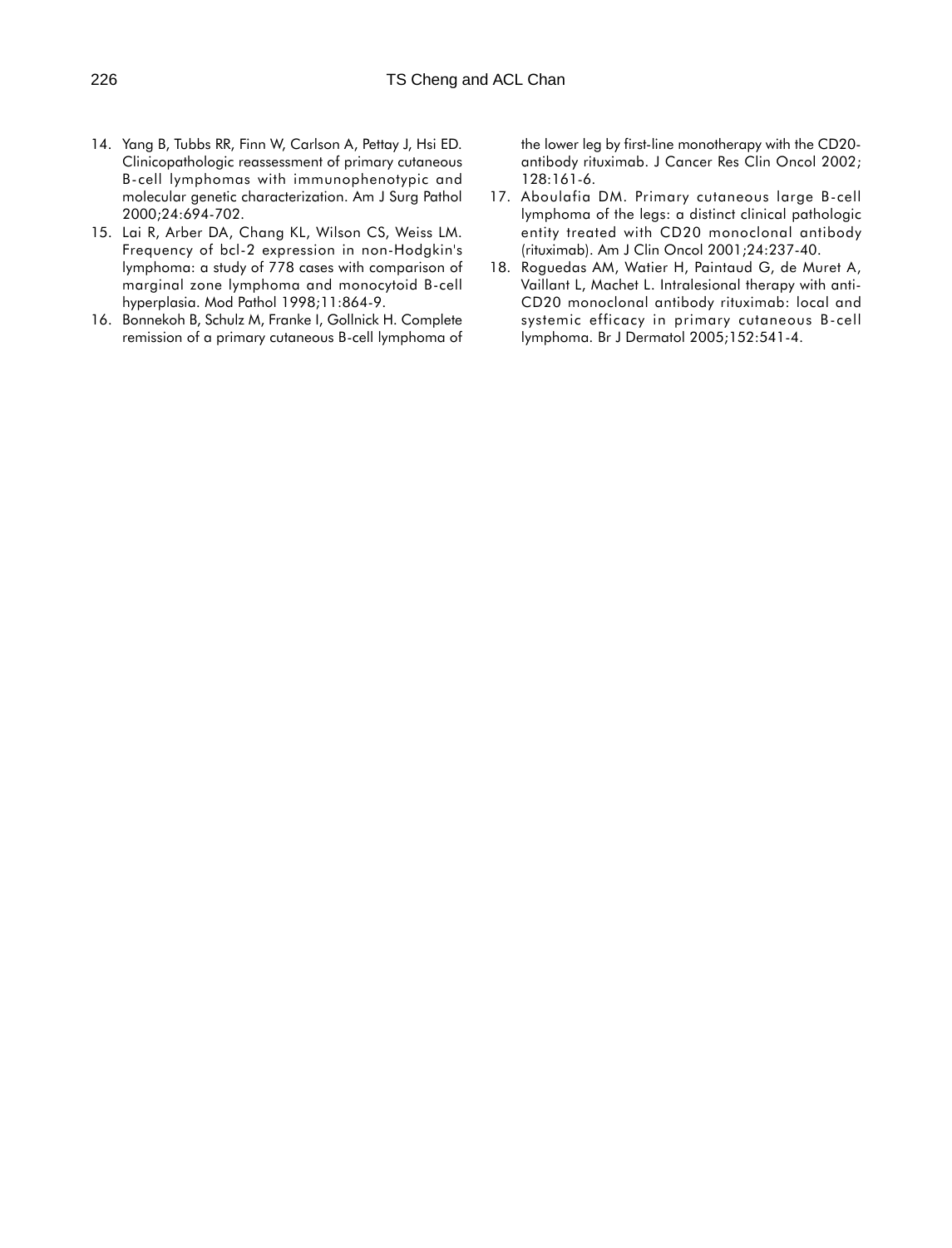14. Yang B, Tubbs RR, Finn W, Carlson A, Pettay J, Hsi ED. Clinicopathologic reassessment of primary cutaneous B-cell lymphomas with immunophenotypic and molecular genetic characterization. Am J Surg Pathol 2000;24:694-702.
15. Lai R, Arber DA, Chang KL, Wilson CS, Weiss LM. Frequency of bcl-2 expression in non-Hodgkin's lymphoma: a study of 778 cases with comparison of marginal zone lymphoma and monocytoid B-cell hyperplasia. Mod Pathol 1998;11:864-9.
16. Bonnekoh B, Schulz M, Franke I, Gollnick H. Complete remission of a primary cutaneous B-cell lymphoma of the lower leg by first-line monotherapy with the CD20-antibody rituximab. J Cancer Res Clin Oncol 2002; 128:161-6.
17. Aboulafia DM. Primary cutaneous large B-cell lymphoma of the legs: a distinct clinical pathologic entity treated with CD20 monoclonal antibody (rituximab). Am J Clin Oncol 2001;24:237-40.
18. Roguedas AM, Watier H, Paintaud G, de Muret A, Vaillant L, Machet L. Intralesional therapy with anti-CD20 monoclonal antibody rituximab: local and systemic efficacy in primary cutaneous B-cell lymphoma. Br J Dermatol 2005;152:541-4.